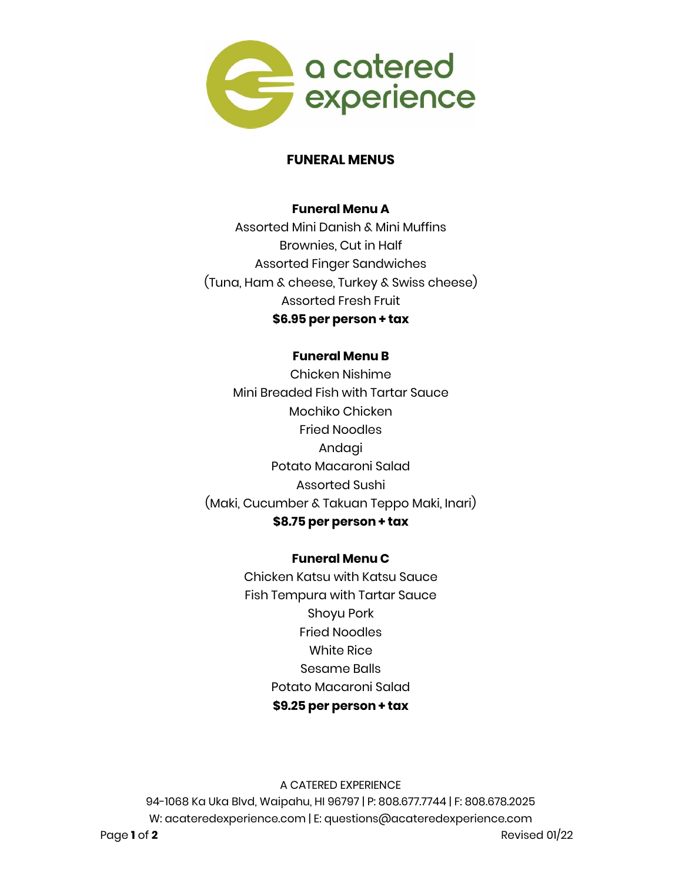a catered experience

# FUNERAL MENUS

## Funeral Menu A

Assorted Mini Danish & Mini Muffins
Brownies, Cut in Half
Assorted Finger Sandwiches
(Tuna, Ham & cheese, Turkey & Swiss cheese)
Assorted Fresh Fruit

**$6.95 per person + tax**

## Funeral Menu B

Chicken Nishime
Mini Breaded Fish with Tartar Sauce
Mochiko Chicken
Fried Noodles
Andagi
Potato Macaroni Salad
Assorted Sushi
(Maki, Cucumber & Takuan Teppo Maki, Inari)

**$8.75 per person + tax**

## Funeral Menu C

Chicken Katsu with Katsu Sauce
Fish Tempura with Tartar Sauce
Shoyu Pork
Fried Noodles
White Rice
Sesame Balls
Potato Macaroni Salad

**$9.25 per person + tax**

A CATERED EXPERIENCE
94-1068 Ka Uka Blvd, Waipahu, HI 96797 | P: 808.677.7744 | F: 808.678.2025
W: acateredexperience.com | E: questions@acateredexperience.com

Revised 01/22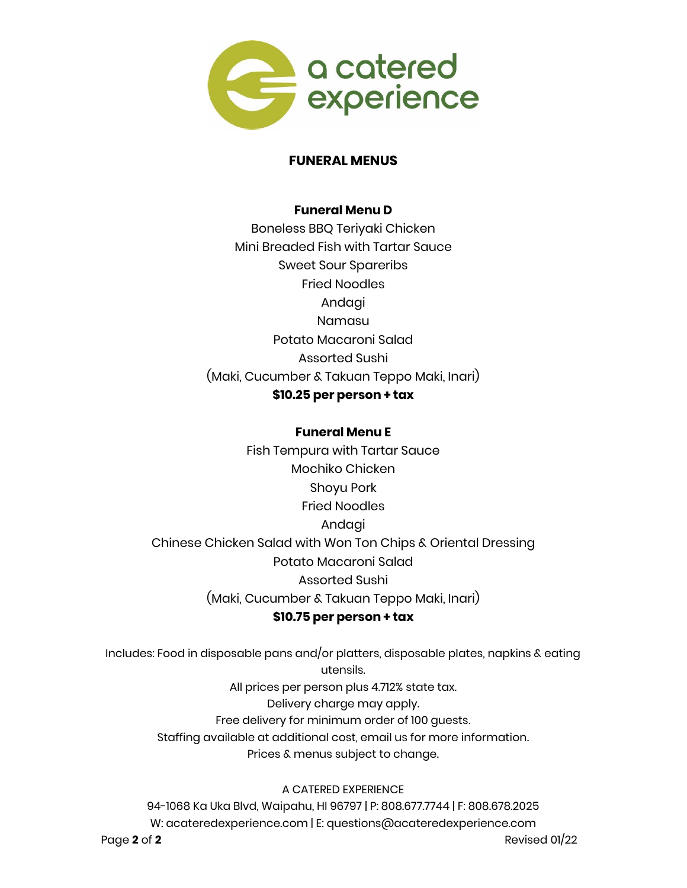# FUNERAL MENUS

## Funeral Menu D

Boneless BBQ Teriyaki Chicken
Mini Breaded Fish with Tartar Sauce
Sweet Sour Spareribs
Fried Noodles
Andagi
Namasu
Potato Macaroni Salad
Assorted Sushi
(Maki, Cucumber & Takuan Teppo Maki, Inari)

**$10.25 per person + tax**

## Funeral Menu E

Fish Tempura with Tartar Sauce
Mochiko Chicken
Shoyu Pork
Fried Noodles
Andagi
Chinese Chicken Salad with Won Ton Chips & Oriental Dressing
Potato Macaroni Salad
Assorted Sushi
(Maki, Cucumber & Takuan Teppo Maki, Inari)

**$10.75 per person + tax**

Includes: Food in disposable pans and/or platters, disposable plates, napkins & eating utensils.
All prices per person plus 4.712% state tax.
Delivery charge may apply.
Free delivery for minimum order of 100 guests.
Staffing available at additional cost, email us for more information.
Prices & menus subject to change.

A CATERED EXPERIENCE
94-1068 Ka Uka Blvd, Waipahu, HI 96797 | P: 808.677.7744 | F: 808.678.2025
W: acateredexperience.com | E: questions@acateredexperience.com

Revised 01/22